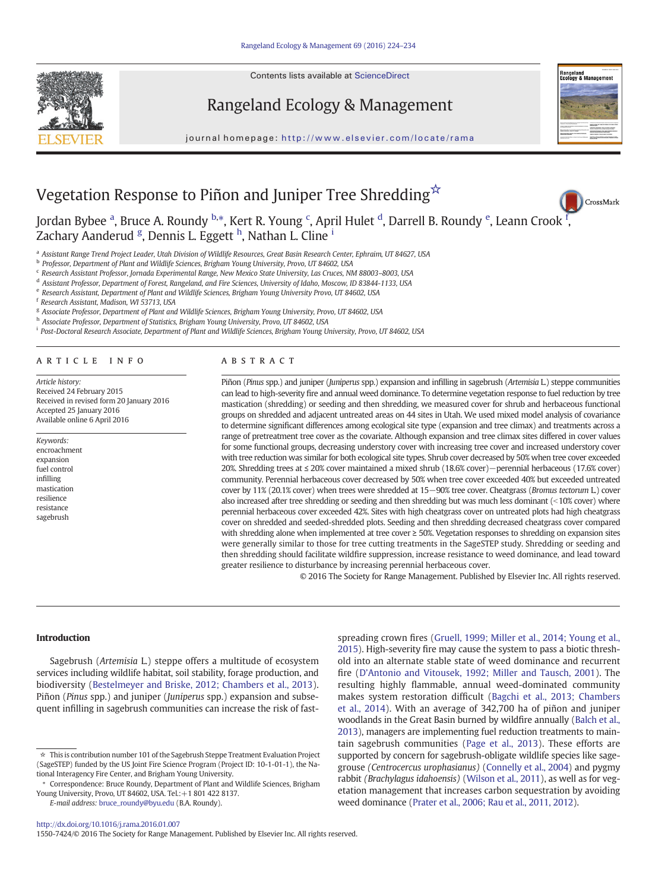# Vegetation Response to Piñon and Juniper Tree Shredding☆

Jordan Bybee [a], Bruce A. Roundy [b,*], Kert R. Young [c], April Hulet [d], Darrell B. Roundy [e], Leann Crook [f], Zachary Aanderud [g], Dennis L. Eggett [h], Nathan L. Cline [i]

[a] Assistant Range Trend Project Leader, Utah Division of Wildlife Resources, Great Basin Research Center, Ephraim, UT 84627, USA
[b] Professor, Department of Plant and Wildlife Sciences, Brigham Young University, Provo, UT 84602, USA
[c] Research Assistant Professor, Jornada Experimental Range, New Mexico State University, Las Cruces, NM 88003–8003, USA
[d] Assistant Professor, Department of Forest, Rangeland, and Fire Sciences, University of Idaho, Moscow, ID 83844-1133, USA
[e] Research Assistant, Department of Plant and Wildlife Sciences, Brigham Young University Provo, UT 84602, USA
[f] Research Assistant, Madison, WI 53713, USA
[g] Associate Professor, Department of Plant and Wildlife Sciences, Brigham Young University, Provo, UT 84602, USA
[h] Associate Professor, Department of Statistics, Brigham Young University, Provo, UT 84602, USA
[i] Post-Doctoral Research Associate, Department of Plant and Wildlife Sciences, Brigham Young University, Provo, UT 84602, USA

## ARTICLE INFO

*Article history:*
Received 24 February 2015
Received in revised form 20 January 2016
Accepted 25 January 2016
Available online 6 April 2016

*Keywords:*
encroachment
expansion
fuel control
infilling
mastication
resilience
resistance
sagebrush

## ABSTRACT

Piñon (*Pinus* spp.) and juniper (*Juniperus* spp.) expansion and infilling in sagebrush (*Artemisia* L.) steppe communities can lead to high-severity fire and annual weed dominance. To determine vegetation response to fuel reduction by tree mastication (shredding) or seeding and then shredding, we measured cover for shrub and herbaceous functional groups on shredded and adjacent untreated areas on 44 sites in Utah. We used mixed model analysis of covariance to determine significant differences among ecological site type (expansion and tree climax) and treatments across a range of pretreatment tree cover as the covariate. Although expansion and tree climax sites differed in cover values for some functional groups, decreasing understory cover with increasing tree cover and increased understory cover with tree reduction was similar for both ecological site types. Shrub cover decreased by 50% when tree cover exceeded 20%. Shredding trees at ≤ 20% cover maintained a mixed shrub (18.6% cover)—perennial herbaceous (17.6% cover) community. Perennial herbaceous cover decreased by 50% when tree cover exceeded 40% but exceeded untreated cover by 11% (20.1% cover) when trees were shredded at 15—90% tree cover. Cheatgrass (*Bromus tectorum* L.) cover also increased after tree shredding or seeding and then shredding but was much less dominant (< 10% cover) where perennial herbaceous cover exceeded 42%. Sites with high cheatgrass cover on untreated plots had high cheatgrass cover on shredded and seeded-shredded plots. Seeding and then shredding decreased cheatgrass cover compared with shredding alone when implemented at tree cover ≥ 50%. Vegetation responses to shredding on expansion sites were generally similar to those for tree cutting treatments in the SageSTEP study. Shredding or seeding and then shredding should facilitate wildfire suppression, increase resistance to weed dominance, and lead toward greater resilience to disturbance by increasing perennial herbaceous cover.

© 2016 The Society for Range Management. Published by Elsevier Inc. All rights reserved.

## Introduction

Sagebrush (*Artemisia* L.) steppe offers a multitude of ecosystem services including wildlife habitat, soil stability, forage production, and biodiversity (Bestelmeyer and Briske, 2012; Chambers et al., 2013). Piñon (*Pinus* spp.) and juniper (*Juniperus* spp.) expansion and subsequent infilling in sagebrush communities can increase the risk of fast-spreading crown fires (Gruell, 1999; Miller et al., 2014; Young et al., 2015). High-severity fire may cause the system to pass a biotic threshold into an alternate stable state of weed dominance and recurrent fire (D'Antonio and Vitousek, 1992; Miller and Tausch, 2001). The resulting highly flammable, annual weed-dominated community makes system restoration difficult (Bagchi et al., 2013; Chambers et al., 2014). With an average of 342,700 ha of piñon and juniper woodlands in the Great Basin burned by wildfire annually (Balch et al., 2013), managers are implementing fuel reduction treatments to maintain sagebrush communities (Page et al., 2013). These efforts are supported by concern for sagebrush-obligate wildlife species like sage-grouse *(Centrocercus urophasianus)* (Connelly et al., 2004) and pygmy rabbit *(Brachylagus idahoensis)* (Wilson et al., 2011), as well as for vegetation management that increases carbon sequestration by avoiding weed dominance (Prater et al., 2006; Rau et al., 2011, 2012).

☆ This is contribution number 101 of the Sagebrush Steppe Treatment Evaluation Project (SageSTEP) funded by the US Joint Fire Science Program (Project ID: 10-1-01-1), the National Interagency Fire Center, and Brigham Young University.

\* Correspondence: Bruce Roundy, Department of Plant and Wildlife Sciences, Brigham Young University, Provo, UT 84602, USA. Tel.: +1 801 422 8137.
E-mail address: bruce_roundy@byu.edu (B.A. Roundy).

http://dx.doi.org/10.1016/j.rama.2016.01.007
1550-7424/© 2016 The Society for Range Management. Published by Elsevier Inc. All rights reserved.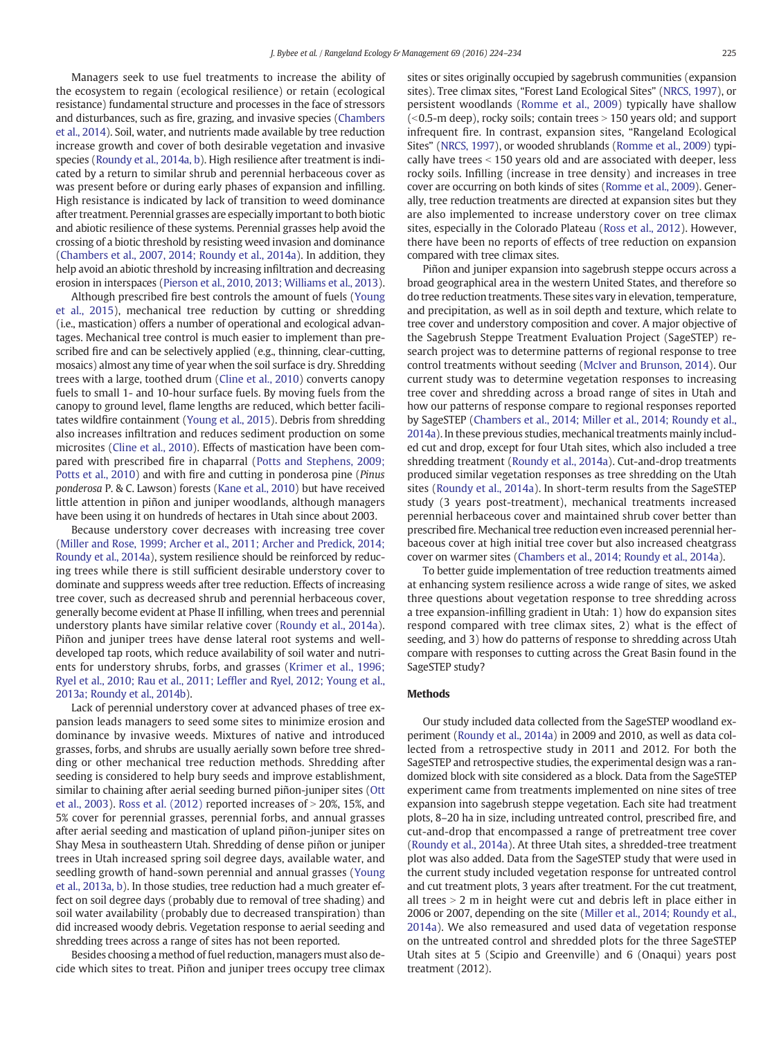Managers seek to use fuel treatments to increase the ability of the ecosystem to regain (ecological resilience) or retain (ecological resistance) fundamental structure and processes in the face of stressors and disturbances, such as fire, grazing, and invasive species (Chambers et al., 2014). Soil, water, and nutrients made available by tree reduction increase growth and cover of both desirable vegetation and invasive species (Roundy et al., 2014a, b). High resilience after treatment is indicated by a return to similar shrub and perennial herbaceous cover as was present before or during early phases of expansion and infilling. High resistance is indicated by lack of transition to weed dominance after treatment. Perennial grasses are especially important to both biotic and abiotic resilience of these systems. Perennial grasses help avoid the crossing of a biotic threshold by resisting weed invasion and dominance (Chambers et al., 2007, 2014; Roundy et al., 2014a). In addition, they help avoid an abiotic threshold by increasing infiltration and decreasing erosion in interspaces (Pierson et al., 2010, 2013; Williams et al., 2013).

Although prescribed fire best controls the amount of fuels (Young et al., 2015), mechanical tree reduction by cutting or shredding (i.e., mastication) offers a number of operational and ecological advantages. Mechanical tree control is much easier to implement than prescribed fire and can be selectively applied (e.g., thinning, clear-cutting, mosaics) almost any time of year when the soil surface is dry. Shredding trees with a large, toothed drum (Cline et al., 2010) converts canopy fuels to small 1- and 10-hour surface fuels. By moving fuels from the canopy to ground level, flame lengths are reduced, which better facilitates wildfire containment (Young et al., 2015). Debris from shredding also increases infiltration and reduces sediment production on some microsites (Cline et al., 2010). Effects of mastication have been compared with prescribed fire in chaparral (Potts and Stephens, 2009; Potts et al., 2010) and with fire and cutting in ponderosa pine (*Pinus ponderosa* P. & C. Lawson) forests (Kane et al., 2010) but have received little attention in piñon and juniper woodlands, although managers have been using it on hundreds of hectares in Utah since about 2003.

Because understory cover decreases with increasing tree cover (Miller and Rose, 1999; Archer et al., 2011; Archer and Predick, 2014; Roundy et al., 2014a), system resilience should be reinforced by reducing trees while there is still sufficient desirable understory cover to dominate and suppress weeds after tree reduction. Effects of increasing tree cover, such as decreased shrub and perennial herbaceous cover, generally become evident at Phase II infilling, when trees and perennial understory plants have similar relative cover (Roundy et al., 2014a). Piñon and juniper trees have dense lateral root systems and well-developed tap roots, which reduce availability of soil water and nutrients for understory shrubs, forbs, and grasses (Krimer et al., 1996; Ryel et al., 2010; Rau et al., 2011; Leffler and Ryel, 2012; Young et al., 2013a; Roundy et al., 2014b).

Lack of perennial understory cover at advanced phases of tree expansion leads managers to seed some sites to minimize erosion and dominance by invasive weeds. Mixtures of native and introduced grasses, forbs, and shrubs are usually aerially sown before tree shredding or other mechanical tree reduction methods. Shredding after seeding is considered to help bury seeds and improve establishment, similar to chaining after aerial seeding burned piñon-juniper sites (Ott et al., 2003). Ross et al. (2012) reported increases of > 20%, 15%, and 5% cover for perennial grasses, perennial forbs, and annual grasses after aerial seeding and mastication of upland piñon-juniper sites on Shay Mesa in southeastern Utah. Shredding of dense piñon or juniper trees in Utah increased spring soil degree days, available water, and seedling growth of hand-sown perennial and annual grasses (Young et al., 2013a, b). In those studies, tree reduction had a much greater effect on soil degree days (probably due to removal of tree shading) and soil water availability (probably due to decreased transpiration) than did increased woody debris. Vegetation response to aerial seeding and shredding trees across a range of sites has not been reported.

Besides choosing a method of fuel reduction, managers must also decide which sites to treat. Piñon and juniper trees occupy tree climax sites or sites originally occupied by sagebrush communities (expansion sites). Tree climax sites, "Forest Land Ecological Sites" (NRCS, 1997), or persistent woodlands (Romme et al., 2009) typically have shallow (< 0.5-m deep), rocky soils; contain trees > 150 years old; and support infrequent fire. In contrast, expansion sites, "Rangeland Ecological Sites" (NRCS, 1997), or wooded shrublands (Romme et al., 2009) typically have trees < 150 years old and are associated with deeper, less rocky soils. Infilling (increase in tree density) and increases in tree cover are occurring on both kinds of sites (Romme et al., 2009). Generally, tree reduction treatments are directed at expansion sites but they are also implemented to increase understory cover on tree climax sites, especially in the Colorado Plateau (Ross et al., 2012). However, there have been no reports of effects of tree reduction on expansion compared with tree climax sites.

Piñon and juniper expansion into sagebrush steppe occurs across a broad geographical area in the western United States, and therefore so do tree reduction treatments. These sites vary in elevation, temperature, and precipitation, as well as in soil depth and texture, which relate to tree cover and understory composition and cover. A major objective of the Sagebrush Steppe Treatment Evaluation Project (SageSTEP) research project was to determine patterns of regional response to tree control treatments without seeding (McIver and Brunson, 2014). Our current study was to determine vegetation responses to increasing tree cover and shredding across a broad range of sites in Utah and how our patterns of response compare to regional responses reported by SageSTEP (Chambers et al., 2014; Miller et al., 2014; Roundy et al., 2014a). In these previous studies, mechanical treatments mainly included cut and drop, except for four Utah sites, which also included a tree shredding treatment (Roundy et al., 2014a). Cut-and-drop treatments produced similar vegetation responses as tree shredding on the Utah sites (Roundy et al., 2014a). In short-term results from the SageSTEP study (3 years post-treatment), mechanical treatments increased perennial herbaceous cover and maintained shrub cover better than prescribed fire. Mechanical tree reduction even increased perennial herbaceous cover at high initial tree cover but also increased cheatgrass cover on warmer sites (Chambers et al., 2014; Roundy et al., 2014a).

To better guide implementation of tree reduction treatments aimed at enhancing system resilience across a wide range of sites, we asked three questions about vegetation response to tree shredding across a tree expansion-infilling gradient in Utah: 1) how do expansion sites respond compared with tree climax sites, 2) what is the effect of seeding, and 3) how do patterns of response to shredding across Utah compare with responses to cutting across the Great Basin found in the SageSTEP study?

## Methods

Our study included data collected from the SageSTEP woodland experiment (Roundy et al., 2014a) in 2009 and 2010, as well as data collected from a retrospective study in 2011 and 2012. For both the SageSTEP and retrospective studies, the experimental design was a randomized block with site considered as a block. Data from the SageSTEP experiment came from treatments implemented on nine sites of tree expansion into sagebrush steppe vegetation. Each site had treatment plots, 8–20 ha in size, including untreated control, prescribed fire, and cut-and-drop that encompassed a range of pretreatment tree cover (Roundy et al., 2014a). At three Utah sites, a shredded-tree treatment plot was also added. Data from the SageSTEP study that were used in the current study included vegetation response for untreated control and cut treatment plots, 3 years after treatment. For the cut treatment, all trees > 2 m in height were cut and debris left in place either in 2006 or 2007, depending on the site (Miller et al., 2014; Roundy et al., 2014a). We also remeasured and used data of vegetation response on the untreated control and shredded plots for the three SageSTEP Utah sites at 5 (Scipio and Greenville) and 6 (Onaqui) years post treatment (2012).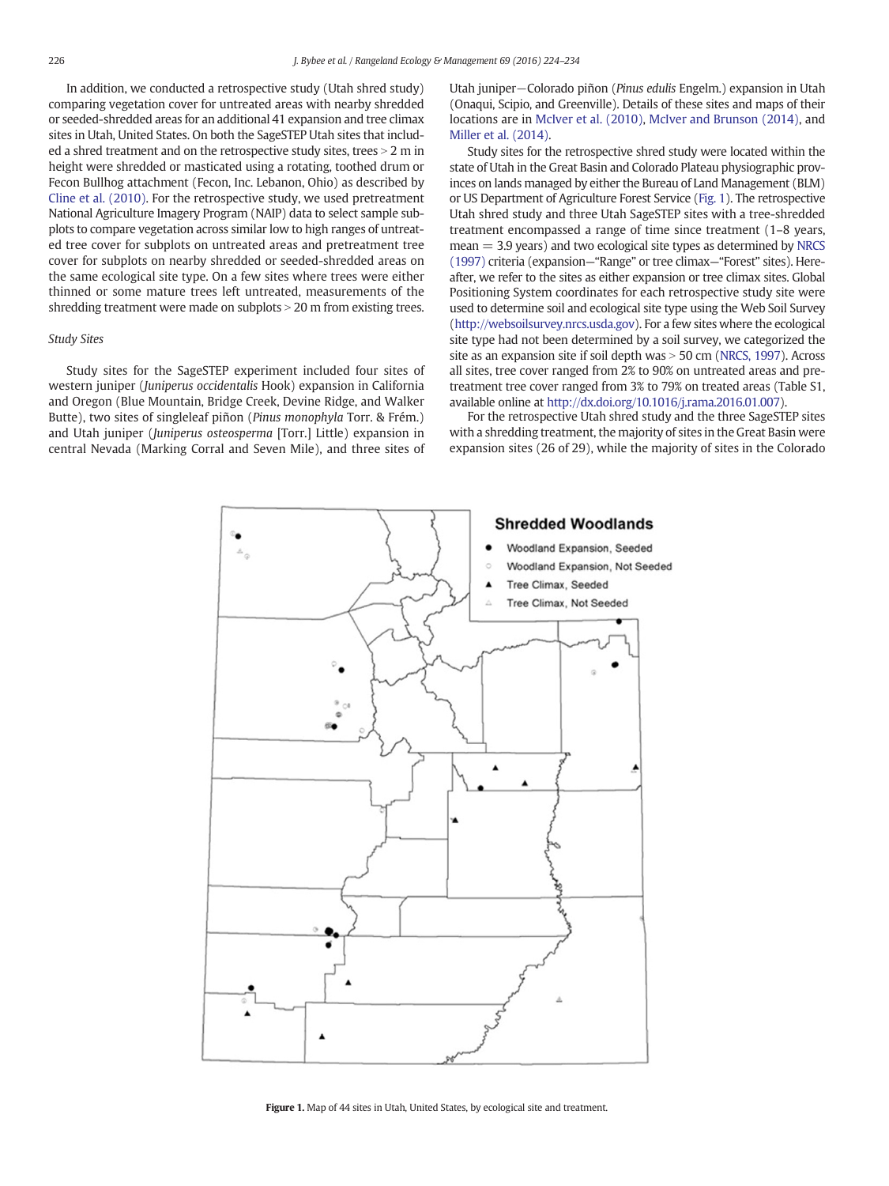In addition, we conducted a retrospective study (Utah shred study) comparing vegetation cover for untreated areas with nearby shredded or seeded-shredded areas for an additional 41 expansion and tree climax sites in Utah, United States. On both the SageSTEP Utah sites that included a shred treatment and on the retrospective study sites, trees > 2 m in height were shredded or masticated using a rotating, toothed drum or Fecon Bullhog attachment (Fecon, Inc. Lebanon, Ohio) as described by Cline et al. (2010). For the retrospective study, we used pretreatment National Agriculture Imagery Program (NAIP) data to select sample subplots to compare vegetation across similar low to high ranges of untreated tree cover for subplots on untreated areas and pretreatment tree cover for subplots on nearby shredded or seeded-shredded areas on the same ecological site type. On a few sites where trees were either thinned or some mature trees left untreated, measurements of the shredding treatment were made on subplots > 20 m from existing trees.

### Study Sites

Study sites for the SageSTEP experiment included four sites of western juniper (*Juniperus occidentalis* Hook) expansion in California and Oregon (Blue Mountain, Bridge Creek, Devine Ridge, and Walker Butte), two sites of singleleaf piñon (*Pinus monophyla* Torr. & Frém.) and Utah juniper (*Juniperus osteosperma* [Torr.] Little) expansion in central Nevada (Marking Corral and Seven Mile), and three sites of Utah juniper—Colorado piñon (*Pinus edulis* Engelm.) expansion in Utah (Onaqui, Scipio, and Greenville). Details of these sites and maps of their locations are in McIver et al. (2010), McIver and Brunson (2014), and Miller et al. (2014).

Study sites for the retrospective shred study were located within the state of Utah in the Great Basin and Colorado Plateau physiographic provinces on lands managed by either the Bureau of Land Management (BLM) or US Department of Agriculture Forest Service (Fig. 1). The retrospective Utah shred study and three Utah SageSTEP sites with a tree-shredded treatment encompassed a range of time since treatment (1–8 years, mean = 3.9 years) and two ecological site types as determined by NRCS (1997) criteria (expansion—"Range" or tree climax—"Forest" sites). Hereafter, we refer to the sites as either expansion or tree climax sites. Global Positioning System coordinates for each retrospective study site were used to determine soil and ecological site type using the Web Soil Survey (http://websoilsurvey.nrcs.usda.gov). For a few sites where the ecological site type had not been determined by a soil survey, we categorized the site as an expansion site if soil depth was > 50 cm (NRCS, 1997). Across all sites, tree cover ranged from 2% to 90% on untreated areas and pretreatment tree cover ranged from 3% to 79% on treated areas (Table S1, available online at http://dx.doi.org/10.1016/j.rama.2016.01.007).

For the retrospective Utah shred study and the three SageSTEP sites with a shredding treatment, the majority of sites in the Great Basin were expansion sites (26 of 29), while the majority of sites in the Colorado

**Figure 1.** Map of 44 sites in Utah, United States, by ecological site and treatment.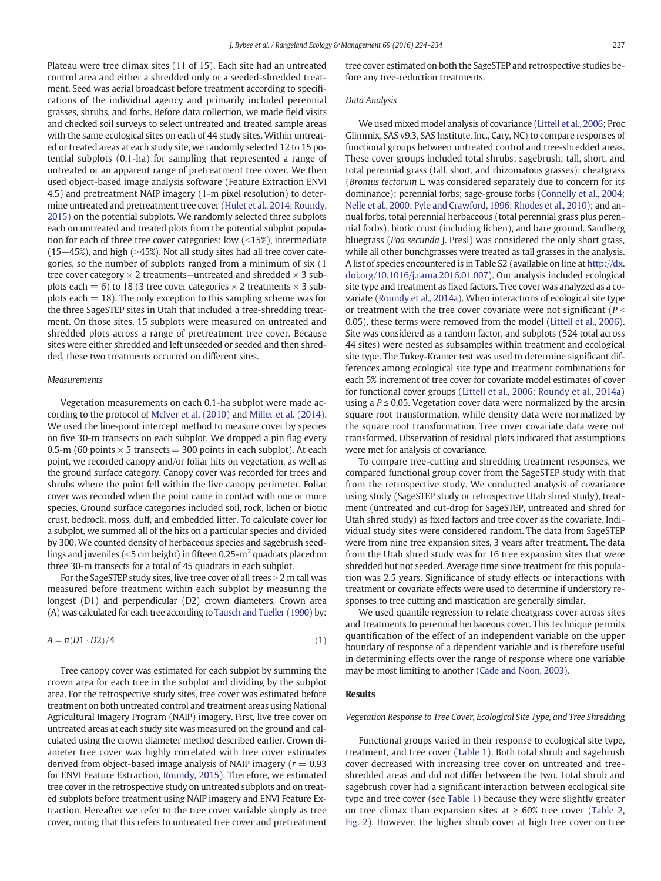Plateau were tree climax sites (11 of 15). Each site had an untreated control area and either a shredded only or a seeded-shredded treatment. Seed was aerial broadcast before treatment according to specifications of the individual agency and primarily included perennial grasses, shrubs, and forbs. Before data collection, we made field visits and checked soil surveys to select untreated and treated sample areas with the same ecological sites on each of 44 study sites. Within untreated or treated areas at each study site, we randomly selected 12 to 15 potential subplots (0.1-ha) for sampling that represented a range of untreated or an apparent range of pretreatment tree cover. We then used object-based image analysis software (Feature Extraction ENVI 4.5) and pretreatment NAIP imagery (1-m pixel resolution) to determine untreated and pretreatment tree cover (Hulet et al., 2014; Roundy, 2015) on the potential subplots. We randomly selected three subplots each on untreated and treated plots from the potential subplot population for each of three tree cover categories: low (< 15%), intermediate (15−45%), and high (> 45%). Not all study sites had all tree cover categories, so the number of subplots ranged from a minimum of six (1 tree cover category × 2 treatments—untreated and shredded × 3 subplots each = 6) to 18 (3 tree cover categories × 2 treatments × 3 subplots each = 18). The only exception to this sampling scheme was for the three SageSTEP sites in Utah that included a tree-shredding treatment. On those sites, 15 subplots were measured on untreated and shredded plots across a range of pretreatment tree cover. Because sites were either shredded and left unseeded or seeded and then shredded, these two treatments occurred on different sites.

### Measurements

Vegetation measurements on each 0.1-ha subplot were made according to the protocol of McIver et al. (2010) and Miller et al. (2014). We used the line-point intercept method to measure cover by species on five 30-m transects on each subplot. We dropped a pin flag every 0.5-m (60 points × 5 transects = 300 points in each subplot). At each point, we recorded canopy and/or foliar hits on vegetation, as well as the ground surface category. Canopy cover was recorded for trees and shrubs where the point fell within the live canopy perimeter. Foliar cover was recorded when the point came in contact with one or more species. Ground surface categories included soil, rock, lichen or biotic crust, bedrock, moss, duff, and embedded litter. To calculate cover for a subplot, we summed all of the hits on a particular species and divided by 300. We counted density of herbaceous species and sagebrush seedlings and juveniles (< 5 cm height) in fifteen 0.25-$m^2$ quadrats placed on three 30-m transects for a total of 45 quadrats in each subplot.

For the SageSTEP study sites, live tree cover of all trees > 2 m tall was measured before treatment within each subplot by measuring the longest (D1) and perpendicular (D2) crown diameters. Crown area (A) was calculated for each tree according to Tausch and Tueller (1990) by:

$$A = \pi(D1 \cdot D2)/4 \quad (1)$$

Tree canopy cover was estimated for each subplot by summing the crown area for each tree in the subplot and dividing by the subplot area. For the retrospective study sites, tree cover was estimated before treatment on both untreated control and treatment areas using National Agricultural Imagery Program (NAIP) imagery. First, live tree cover on untreated areas at each study site was measured on the ground and calculated using the crown diameter method described earlier. Crown diameter tree cover was highly correlated with tree cover estimates derived from object-based image analysis of NAIP imagery ($r = 0.93$ for ENVI Feature Extraction, Roundy, 2015). Therefore, we estimated tree cover in the retrospective study on untreated subplots and on treated subplots before treatment using NAIP imagery and ENVI Feature Extraction. Hereafter we refer to the tree cover variable simply as tree cover, noting that this refers to untreated tree cover and pretreatment tree cover estimated on both the SageSTEP and retrospective studies before any tree-reduction treatments.

### Data Analysis

We used mixed model analysis of covariance (Littell et al., 2006; Proc Glimmix, SAS v9.3, SAS Institute, Inc., Cary, NC) to compare responses of functional groups between untreated control and tree-shredded areas. These cover groups included total shrubs; sagebrush; tall, short, and total perennial grass (tall, short, and rhizomatous grasses); cheatgrass (*Bromus tectorum* L. was considered separately due to concern for its dominance); perennial forbs; sage-grouse forbs (Connelly et al., 2004; Nelle et al., 2000; Pyle and Crawford, 1996; Rhodes et al., 2010); and annual forbs, total perennial herbaceous (total perennial grass plus perennial forbs), biotic crust (including lichen), and bare ground. Sandberg bluegrass (*Poa secunda* J. Presl) was considered the only short grass, while all other bunchgrasses were treated as tall grasses in the analysis. A list of species encountered is in Table S2 (available on line at http://dx.doi.org/10.1016/j.rama.2016.01.007). Our analysis included ecological site type and treatment as fixed factors. Tree cover was analyzed as a covariate (Roundy et al., 2014a). When interactions of ecological site type or treatment with the tree cover covariate were not significant ($P < 0.05$), these terms were removed from the model (Littell et al., 2006). Site was considered as a random factor, and subplots (524 total across 44 sites) were nested as subsamples within treatment and ecological site type. The Tukey-Kramer test was used to determine significant differences among ecological site type and treatment combinations for each 5% increment of tree cover for covariate model estimates of cover for functional cover groups (Littell et al., 2006; Roundy et al., 2014a) using a $P \leq 0.05$. Vegetation cover data were normalized by the arcsin square root transformation, while density data were normalized by the square root transformation. Tree cover covariate data were not transformed. Observation of residual plots indicated that assumptions were met for analysis of covariance.

To compare tree-cutting and shredding treatment responses, we compared functional group cover from the SageSTEP study with that from the retrospective study. We conducted analysis of covariance using study (SageSTEP study or retrospective Utah shred study), treatment (untreated and cut-drop for SageSTEP, untreated and shred for Utah shred study) as fixed factors and tree cover as the covariate. Individual study sites were considered random. The data from SageSTEP were from nine tree expansion sites, 3 years after treatment. The data from the Utah shred study was for 16 tree expansion sites that were shredded but not seeded. Average time since treatment for this population was 2.5 years. Significance of study effects or interactions with treatment or covariate effects were used to determine if understory responses to tree cutting and mastication are generally similar.

We used quantile regression to relate cheatgrass cover across sites and treatments to perennial herbaceous cover. This technique permits quantification of the effect of an independent variable on the upper boundary of response of a dependent variable and is therefore useful in determining effects over the range of response where one variable may be most limiting to another (Cade and Noon, 2003).

## Results

### Vegetation Response to Tree Cover, Ecological Site Type, and Tree Shredding

Functional groups varied in their response to ecological site type, treatment, and tree cover (Table 1). Both total shrub and sagebrush cover decreased with increasing tree cover on untreated and tree-shredded areas and did not differ between the two. Total shrub and sagebrush cover had a significant interaction between ecological site type and tree cover (see Table 1) because they were slightly greater on tree climax than expansion sites at ≥ 60% tree cover (Table 2, Fig. 2). However, the higher shrub cover at high tree cover on tree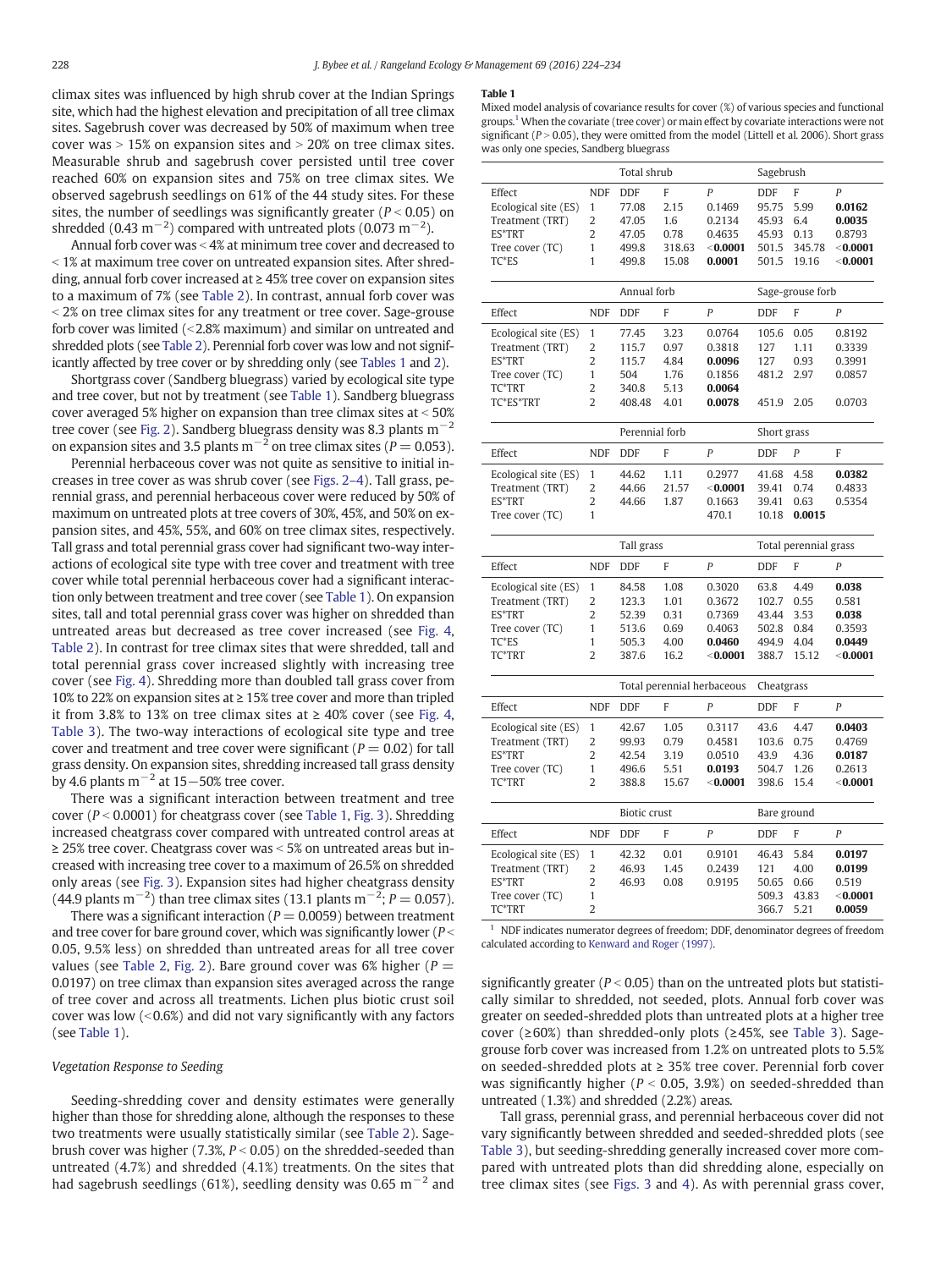climax sites was influenced by high shrub cover at the Indian Springs site, which had the highest elevation and precipitation of all tree climax sites. Sagebrush cover was decreased by 50% of maximum when tree cover was > 15% on expansion sites and > 20% on tree climax sites. Measurable shrub and sagebrush cover persisted until tree cover reached 60% on expansion sites and 75% on tree climax sites. We observed sagebrush seedlings on 61% of the 44 study sites. For these sites, the number of seedlings was significantly greater ($P < 0.05$) on shredded (0.43 $m^{-2}$) compared with untreated plots (0.073 $m^{-2}$).

Annual forb cover was < 4% at minimum tree cover and decreased to < 1% at maximum tree cover on untreated expansion sites. After shredding, annual forb cover increased at ≥ 45% tree cover on expansion sites to a maximum of 7% (see Table 2). In contrast, annual forb cover was < 2% on tree climax sites for any treatment or tree cover. Sage-grouse forb cover was limited (<2.8% maximum) and similar on untreated and shredded plots (see Table 2). Perennial forb cover was low and not significantly affected by tree cover or by shredding only (see Tables 1 and 2).

Shortgrass cover (Sandberg bluegrass) varied by ecological site type and tree cover, but not by treatment (see Table 1). Sandberg bluegrass cover averaged 5% higher on expansion than tree climax sites at < 50% tree cover (see Fig. 2). Sandberg bluegrass density was 8.3 plants $m^{-2}$ on expansion sites and 3.5 plants $m^{-2}$ on tree climax sites ($P = 0.053$).

Perennial herbaceous cover was not quite as sensitive to initial increases in tree cover as was shrub cover (see Figs. 2–4). Tall grass, perennial grass, and perennial herbaceous cover were reduced by 50% of maximum on untreated plots at tree covers of 30%, 45%, and 50% on expansion sites, and 45%, 55%, and 60% on tree climax sites, respectively. Tall grass and total perennial grass cover had significant two-way interactions of ecological site type with tree cover and treatment with tree cover while total perennial herbaceous cover had a significant interaction only between treatment and tree cover (see Table 1). On expansion sites, tall and total perennial grass cover was higher on shredded than untreated areas but decreased as tree cover increased (see Fig. 4, Table 2). In contrast for tree climax sites that were shredded, tall and total perennial grass cover increased slightly with increasing tree cover (see Fig. 4). Shredding more than doubled tall grass cover from 10% to 22% on expansion sites at ≥ 15% tree cover and more than tripled it from 3.8% to 13% on tree climax sites at ≥ 40% cover (see Fig. 4, Table 3). The two-way interactions of ecological site type and tree cover and treatment and tree cover were significant ($P = 0.02$) for tall grass density. On expansion sites, shredding increased tall grass density by 4.6 plants $m^{-2}$ at 15−50% tree cover.

There was a significant interaction between treatment and tree cover ($P < 0.0001$) for cheatgrass cover (see Table 1, Fig. 3). Shredding increased cheatgrass cover compared with untreated control areas at ≥ 25% tree cover. Cheatgrass cover was < 5% on untreated areas but increased with increasing tree cover to a maximum of 26.5% on shredded only areas (see Fig. 3). Expansion sites had higher cheatgrass density (44.9 plants $m^{-2}$) than tree climax sites (13.1 plants $m^{-2}$; $P = 0.057$).

There was a significant interaction ($P = 0.0059$) between treatment and tree cover for bare ground cover, which was significantly lower ($P < 0.05$, 9.5% less) on shredded than untreated areas for all tree cover values (see Table 2, Fig. 2). Bare ground cover was 6% higher ($P = 0.0197$) on tree climax than expansion sites averaged across the range of tree cover and across all treatments. Lichen plus biotic crust soil cover was low (<0.6%) and did not vary significantly with any factors (see Table 1).

### Vegetation Response to Seeding

Seeding-shredding cover and density estimates were generally higher than those for shredding alone, although the responses to these two treatments were usually statistically similar (see Table 2). Sagebrush cover was higher (7.3%, $P < 0.05$) on the shredded-seeded than untreated (4.7%) and shredded (4.1%) treatments. On the sites that had sagebrush seedlings (61%), seedling density was 0.65 $m^{-2}$ and significantly greater ($P < 0.05$) than on the untreated plots but statistically similar to shredded, not seeded, plots. Annual forb cover was greater on seeded-shredded plots than untreated plots at a higher tree cover (≥60%) than shredded-only plots (≥45%, see Table 3). Sage-grouse forb cover was increased from 1.2% on untreated plots to 5.5% on seeded-shredded plots at ≥ 35% tree cover. Perennial forb cover was significantly higher ($P < 0.05$, 3.9%) on seeded-shredded than untreated (1.3%) and shredded (2.2%) areas.

Tall grass, perennial grass, and perennial herbaceous cover did not vary significantly between shredded and seeded-shredded plots (see Table 3), but seeding-shredding generally increased cover more compared with untreated plots than did shredding alone, especially on tree climax sites (see Figs. 3 and 4). As with perennial grass cover,

**Table 1**

Mixed model analysis of covariance results for cover (%) of various species and functional groups.[1] When the covariate (tree cover) or main effect by covariate interactions were not significant ($P > 0.05$), they were omitted from the model (Littell et al. 2006). Short grass was only one species, Sandberg bluegrass

| | | Total shrub | | | Sagebrush | | |
|---|---|---|---|---|---|---|---|
| Effect | NDF | DDF | F | P | DDF | F | P |
| Ecological site (ES) | 1 | 77.08 | 2.15 | 0.1469 | 95.75 | 5.99 | **0.0162** |
| Treatment (TRT) | 2 | 47.05 | 1.6 | 0.2134 | 45.93 | 6.4 | **0.0035** |
| ES*TRT | 2 | 47.05 | 0.78 | 0.4635 | 45.93 | 0.13 | 0.8793 |
| Tree cover (TC) | 1 | 499.8 | 318.63 | **<0.0001** | 501.5 | 345.78 | **<0.0001** |
| TC*ES | 1 | 499.8 | 15.08 | **0.0001** | 501.5 | 19.16 | **<0.0001** |
| | | **Annual forb** | | | **Sage-grouse forb** | | |
| Effect | NDF | DDF | F | P | DDF | F | P |
| Ecological site (ES) | 1 | 77.45 | 3.23 | 0.0764 | 105.6 | 0.05 | 0.8192 |
| Treatment (TRT) | 2 | 115.7 | 0.97 | 0.3818 | 127 | 1.11 | 0.3339 |
| ES*TRT | 2 | 115.7 | 4.84 | **0.0096** | 127 | 0.93 | 0.3991 |
| Tree cover (TC) | 1 | 504 | 1.76 | 0.1856 | 481.2 | 2.97 | 0.0857 |
| TC*TRT | 2 | 340.8 | 5.13 | **0.0064** | | | |
| TC*ES*TRT | 2 | 408.48 | 4.01 | **0.0078** | 451.9 | 2.05 | 0.0703 |
| | | **Perennial forb** | | | **Short grass** | | |
| Effect | NDF | DDF | F | P | DDF | P | F |
| Ecological site (ES) | 1 | 44.62 | 1.11 | 0.2977 | 41.68 | 4.58 | **0.0382** |
| Treatment (TRT) | 2 | 44.66 | 21.57 | **<0.0001** | 39.41 | 0.74 | 0.4833 |
| ES*TRT | 2 | 44.66 | 1.87 | 0.1663 | 39.41 | 0.63 | 0.5354 |
| Tree cover (TC) | 1 | | | 470.1 | 10.18 | **0.0015** | |
| | | **Tall grass** | | | **Total perennial grass** | | |
| Effect | NDF | DDF | F | P | DDF | F | P |
| Ecological site (ES) | 1 | 84.58 | 1.08 | 0.3020 | 63.8 | 4.49 | **0.038** |
| Treatment (TRT) | 2 | 123.3 | 1.01 | 0.3672 | 102.7 | 0.55 | 0.581 |
| ES*TRT | 2 | 52.39 | 0.31 | 0.7369 | 43.44 | 3.53 | **0.038** |
| Tree cover (TC) | 1 | 513.6 | 0.69 | 0.4063 | 502.8 | 0.84 | 0.3593 |
| TC*ES | 1 | 505.3 | 4.00 | **0.0460** | 494.9 | 4.04 | **0.0449** |
| TC*TRT | 2 | 387.6 | 16.2 | **<0.0001** | 388.7 | 15.12 | **<0.0001** |
| | | **Total perennial herbaceous** | | | **Cheatgrass** | | |
| Effect | NDF | DDF | F | P | DDF | F | P |
| Ecological site (ES) | 1 | 42.67 | 1.05 | 0.3117 | 43.6 | 4.47 | **0.0403** |
| Treatment (TRT) | 2 | 99.93 | 0.79 | 0.4581 | 103.6 | 0.75 | 0.4769 |
| ES*TRT | 2 | 42.54 | 3.19 | 0.0510 | 43.9 | 4.36 | **0.0187** |
| Tree cover (TC) | 1 | 496.6 | 5.51 | **0.0193** | 504.7 | 1.26 | 0.2613 |
| TC*TRT | 2 | 388.8 | 15.67 | **<0.0001** | 398.6 | 15.4 | **<0.0001** |
| | | **Biotic crust** | | | **Bare ground** | | |
| Effect | NDF | DDF | F | P | DDF | F | P |
| Ecological site (ES) | 1 | 42.32 | 0.01 | 0.9101 | 46.43 | 5.84 | **0.0197** |
| Treatment (TRT) | 2 | 46.93 | 1.45 | 0.2439 | 121 | 4.00 | **0.0199** |
| ES*TRT | 2 | 46.93 | 0.08 | 0.9195 | 50.65 | 0.66 | 0.519 |
| Tree cover (TC) | 1 | | | | 509.3 | 43.83 | **<0.0001** |
| TC*TRT | 2 | | | | 366.7 | 5.21 | **0.0059** |

[1] NDF indicates numerator degrees of freedom; DDF, denominator degrees of freedom calculated according to Kenward and Roger (1997).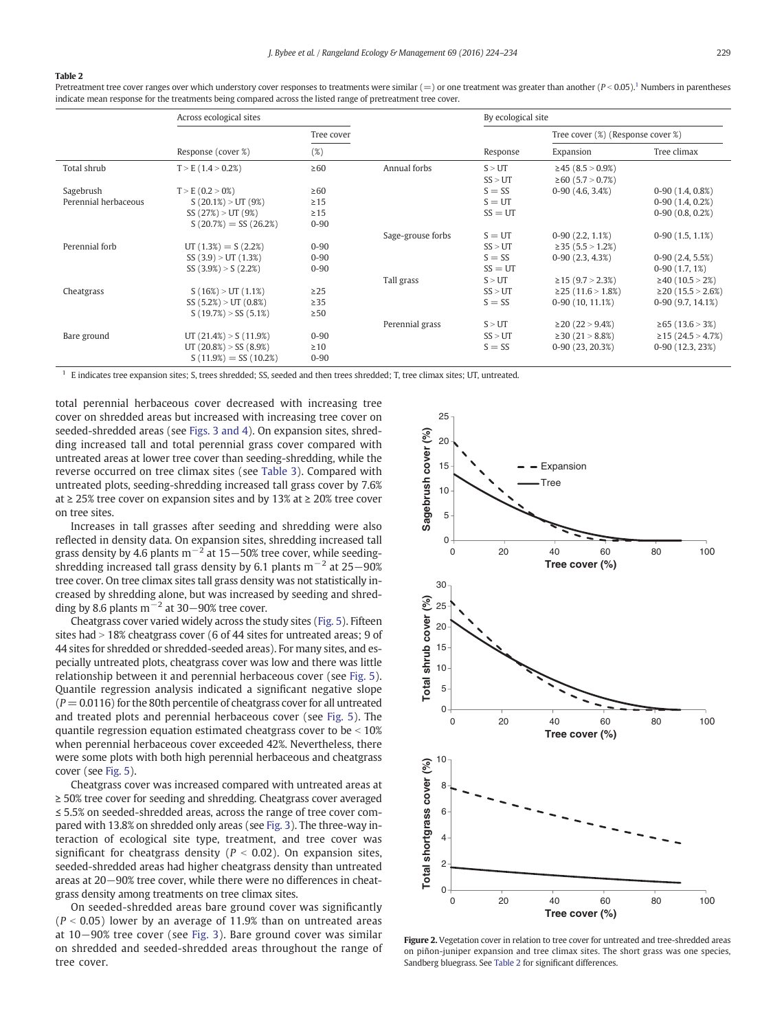**Table 2**

Pretreatment tree cover ranges over which understory cover responses to treatments were similar (=) or one treatment was greater than another ($P < 0.05$).[1] Numbers in parentheses indicate mean response for the treatments being compared across the listed range of pretreatment tree cover.

| | Across ecological sites | | | By ecological site | | |
|---|---|---|---|---|---|---|
| | | Tree cover | | | Tree cover (%) (Response cover %) | |
| | Response (cover %) | (%) | | Response | Expansion | Tree climax |
| Total shrub | T > E (1.4 > 0.2%) | ≥60 | Annual forbs | S > UT | ≥45 (8.5 > 0.9%) | |
| | | | | SS > UT | ≥60 (5.7 > 0.7%) | |
| Sagebrush | T > E (0.2 > 0%) | ≥60 | | S = SS | 0-90 (4.6, 3.4%) | 0-90 (1.4, 0.8%) |
| Perennial herbaceous | S (20.1%) > UT (9%) | ≥15 | | S = UT | | 0-90 (1.4, 0.2%) |
| | SS (27%) > UT (9%) | ≥15 | | SS = UT | | 0-90 (0.8, 0.2%) |
| | S (20.7%) = SS (26.2%) | 0-90 | | | | |
| | | | Sage-grouse forbs | S = UT | 0-90 (2.2, 1.1%) | 0-90 (1.5, 1.1%) |
| Perennial forb | UT (1.3%) = S (2.2%) | 0-90 | | SS > UT | ≥35 (5.5 > 1.2%) | |
| | SS (3.9) > UT (1.3%) | 0-90 | | S = SS | 0-90 (2.3, 4.3%) | 0-90 (2.4, 5.5%) |
| | SS (3.9%) > S (2.2%) | 0-90 | | SS = UT | | 0-90 (1.7, 1%) |
| | | | Tall grass | S > UT | ≥15 (9.7 > 2.3%) | ≥40 (10.5 > 2%) |
| Cheatgrass | S (16%) > UT (1.1%) | ≥25 | | SS > UT | ≥25 (11.6 > 1.8%) | ≥20 (15.5 > 2.6%) |
| | SS (5.2%) > UT (0.8%) | ≥35 | | S = SS | 0-90 (10, 11.1%) | 0-90 (9.7, 14.1%) |
| | S (19.7%) > SS (5.1%) | ≥50 | | | | |
| | | | Perennial grass | S > UT | ≥20 (22 > 9.4%) | ≥65 (13.6 > 3%) |
| Bare ground | UT (21.4%) > S (11.9%) | 0-90 | | SS > UT | ≥30 (21 > 8.8%) | ≥15 (24.5 > 4.7%) |
| | UT (20.8%) > SS (8.9%) | ≥10 | | S = SS | 0-90 (23, 20.3%) | 0-90 (12.3, 23%) |
| | S (11.9%) = SS (10.2%) | 0-90 | | | | |

[1] E indicates tree expansion sites; S, trees shredded; SS, seeded and then trees shredded; T, tree climax sites; UT, untreated.

total perennial herbaceous cover decreased with increasing tree cover on shredded areas but increased with increasing tree cover on seeded-shredded areas (see Figs. 3 and 4). On expansion sites, shredding increased tall and total perennial grass cover compared with untreated areas at lower tree cover than seeding-shredding, while the reverse occurred on tree climax sites (see Table 3). Compared with untreated plots, seeding-shredding increased tall grass cover by 7.6% at ≥ 25% tree cover on expansion sites and by 13% at ≥ 20% tree cover on tree sites.

Increases in tall grasses after seeding and shredding were also reflected in density data. On expansion sites, shredding increased tall grass density by 4.6 plants $m^{-2}$ at 15−50% tree cover, while seeding-shredding increased tall grass density by 6.1 plants $m^{-2}$ at 25−90% tree cover. On tree climax sites tall grass density was not statistically increased by shredding alone, but was increased by seeding and shredding by 8.6 plants $m^{-2}$ at 30−90% tree cover.

Cheatgrass cover varied widely across the study sites (Fig. 5). Fifteen sites had > 18% cheatgrass cover (6 of 44 sites for untreated areas; 9 of 44 sites for shredded or shredded-seeded areas). For many sites, and especially untreated plots, cheatgrass cover was low and there was little relationship between it and perennial herbaceous cover (see Fig. 5). Quantile regression analysis indicated a significant negative slope ($P = 0.0116$) for the 80th percentile of cheatgrass cover for all untreated and treated plots and perennial herbaceous cover (see Fig. 5). The quantile regression equation estimated cheatgrass cover to be < 10% when perennial herbaceous cover exceeded 42%. Nevertheless, there were some plots with both high perennial herbaceous and cheatgrass cover (see Fig. 5).

Cheatgrass cover was increased compared with untreated areas at ≥ 50% tree cover for seeding and shredding. Cheatgrass cover averaged ≤ 5.5% on seeded-shredded areas, across the range of tree cover compared with 13.8% on shredded only areas (see Fig. 3). The three-way interaction of ecological site type, treatment, and tree cover was significant for cheatgrass density ($P < 0.02$). On expansion sites, seeded-shredded areas had higher cheatgrass density than untreated areas at 20−90% tree cover, while there were no differences in cheatgrass density among treatments on tree climax sites.

On seeded-shredded areas bare ground cover was significantly ($P < 0.05$) lower by an average of 11.9% than on untreated areas at 10−90% tree cover (see Fig. 3). Bare ground cover was similar on shredded and seeded-shredded areas throughout the range of tree cover.

**Figure 2.** Vegetation cover in relation to tree cover for untreated and tree-shredded areas on piñon-juniper expansion and tree climax sites. The short grass was one species, Sandberg bluegrass. See Table 2 for significant differences.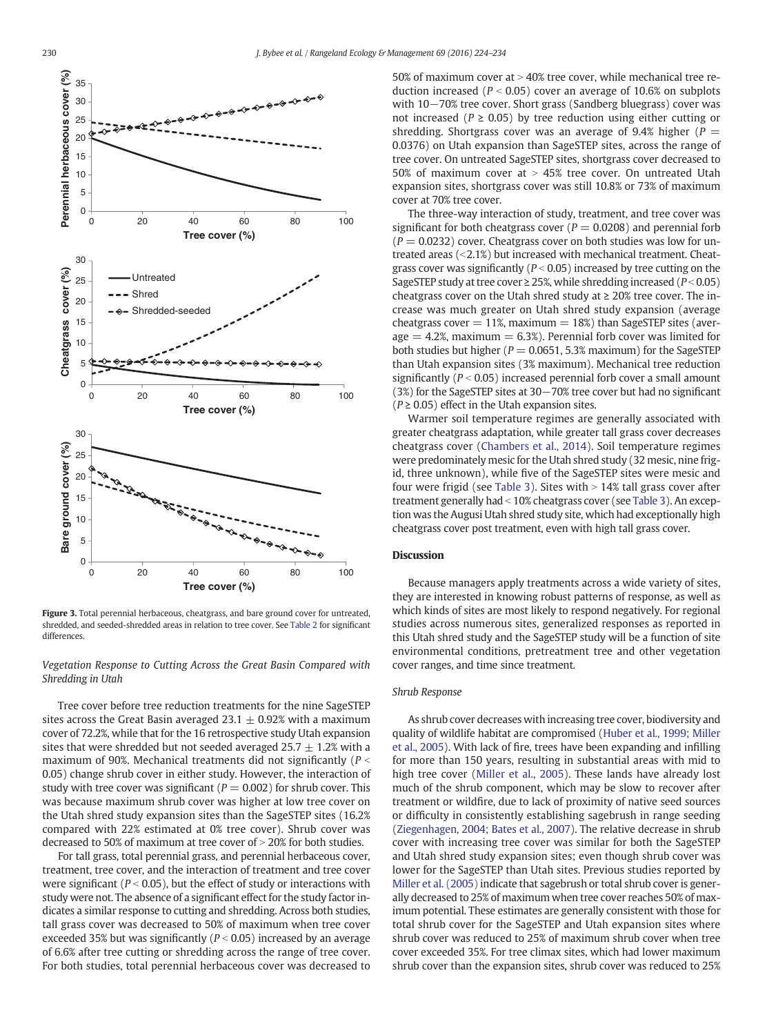**Figure 3.** Total perennial herbaceous, cheatgrass, and bare ground cover for untreated, shredded, and seeded-shredded areas in relation to tree cover. See Table 2 for significant differences.

*Vegetation Response to Cutting Across the Great Basin Compared with Shredding in Utah*

Tree cover before tree reduction treatments for the nine SageSTEP sites across the Great Basin averaged 23.1 ± 0.92% with a maximum cover of 72.2%, while that for the 16 retrospective study Utah expansion sites that were shredded but not seeded averaged 25.7 ± 1.2% with a maximum of 90%. Mechanical treatments did not significantly ($P$ < 0.05) change shrub cover in either study. However, the interaction of study with tree cover was significant ($P$ = 0.002) for shrub cover. This was because maximum shrub cover was higher at low tree cover on the Utah shred study expansion sites than the SageSTEP sites (16.2% compared with 22% estimated at 0% tree cover). Shrub cover was decreased to 50% of maximum at tree cover of > 20% for both studies.

For tall grass, total perennial grass, and perennial herbaceous cover, treatment, tree cover, and the interaction of treatment and tree cover were significant ($P$ < 0.05), but the effect of study or interactions with study were not. The absence of a significant effect for the study factor indicates a similar response to cutting and shredding. Across both studies, tall grass cover was decreased to 50% of maximum when tree cover exceeded 35% but was significantly ($P$ < 0.05) increased by an average of 6.6% after tree cutting or shredding across the range of tree cover. For both studies, total perennial herbaceous cover was decreased to 50% of maximum cover at > 40% tree cover, while mechanical tree reduction increased ($P$ < 0.05) cover an average of 10.6% on subplots with 10−70% tree cover. Short grass (Sandberg bluegrass) cover was not increased ($P$ ≥ 0.05) by tree reduction using either cutting or shredding. Shortgrass cover was an average of 9.4% higher ($P$ = 0.0376) on Utah expansion than SageSTEP sites, across the range of tree cover. On untreated SageSTEP sites, shortgrass cover decreased to 50% of maximum cover at > 45% tree cover. On untreated Utah expansion sites, shortgrass cover was still 10.8% or 73% of maximum cover at 70% tree cover.

The three-way interaction of study, treatment, and tree cover was significant for both cheatgrass cover ($P$ = 0.0208) and perennial forb ($P$ = 0.0232) cover. Cheatgrass cover on both studies was low for untreated areas (< 2.1%) but increased with mechanical treatment. Cheatgrass cover was significantly ($P$ < 0.05) increased by tree cutting on the SageSTEP study at tree cover ≥ 25%, while shredding increased ($P$ < 0.05) cheatgrass cover on the Utah shred study at ≥ 20% tree cover. The increase was much greater on Utah shred study expansion (average cheatgrass cover = 11%, maximum = 18%) than SageSTEP sites (average = 4.2%, maximum = 6.3%). Perennial forb cover was limited for both studies but higher ($P$ = 0.0651, 5.3% maximum) for the SageSTEP than Utah expansion sites (3% maximum). Mechanical tree reduction significantly ($P$ < 0.05) increased perennial forb cover a small amount (3%) for the SageSTEP sites at 30−70% tree cover but had no significant ($P$ ≥ 0.05) effect in the Utah expansion sites.

Warmer soil temperature regimes are generally associated with greater cheatgrass adaptation, while greater tall grass cover decreases cheatgrass cover (Chambers et al., 2014). Soil temperature regimes were predominately mesic for the Utah shred study (32 mesic, nine frigid, three unknown), while five of the SageSTEP sites were mesic and four were frigid (see Table 3). Sites with > 14% tall grass cover after treatment generally had < 10% cheatgrass cover (see Table 3). An exception was the Augusi Utah shred study site, which had exceptionally high cheatgrass cover post treatment, even with high tall grass cover.

## Discussion

Because managers apply treatments across a wide variety of sites, they are interested in knowing robust patterns of response, as well as which kinds of sites are most likely to respond negatively. For regional studies across numerous sites, generalized responses as reported in this Utah shred study and the SageSTEP study will be a function of site environmental conditions, pretreatment tree and other vegetation cover ranges, and time since treatment.

### Shrub Response

As shrub cover decreases with increasing tree cover, biodiversity and quality of wildlife habitat are compromised (Huber et al., 1999; Miller et al., 2005). With lack of fire, trees have been expanding and infilling for more than 150 years, resulting in substantial areas with mid to high tree cover (Miller et al., 2005). These lands have already lost much of the shrub component, which may be slow to recover after treatment or wildfire, due to lack of proximity of native seed sources or difficulty in consistently establishing sagebrush in range seeding (Ziegenhagen, 2004; Bates et al., 2007). The relative decrease in shrub cover with increasing tree cover was similar for both the SageSTEP and Utah shred study expansion sites; even though shrub cover was lower for the SageSTEP than Utah sites. Previous studies reported by Miller et al. (2005) indicate that sagebrush or total shrub cover is generally decreased to 25% of maximum when tree cover reaches 50% of maximum potential. These estimates are generally consistent with those for total shrub cover for the SageSTEP and Utah expansion sites where shrub cover was reduced to 25% of maximum shrub cover when tree cover exceeded 35%. For tree climax sites, which had lower maximum shrub cover than the expansion sites, shrub cover was reduced to 25%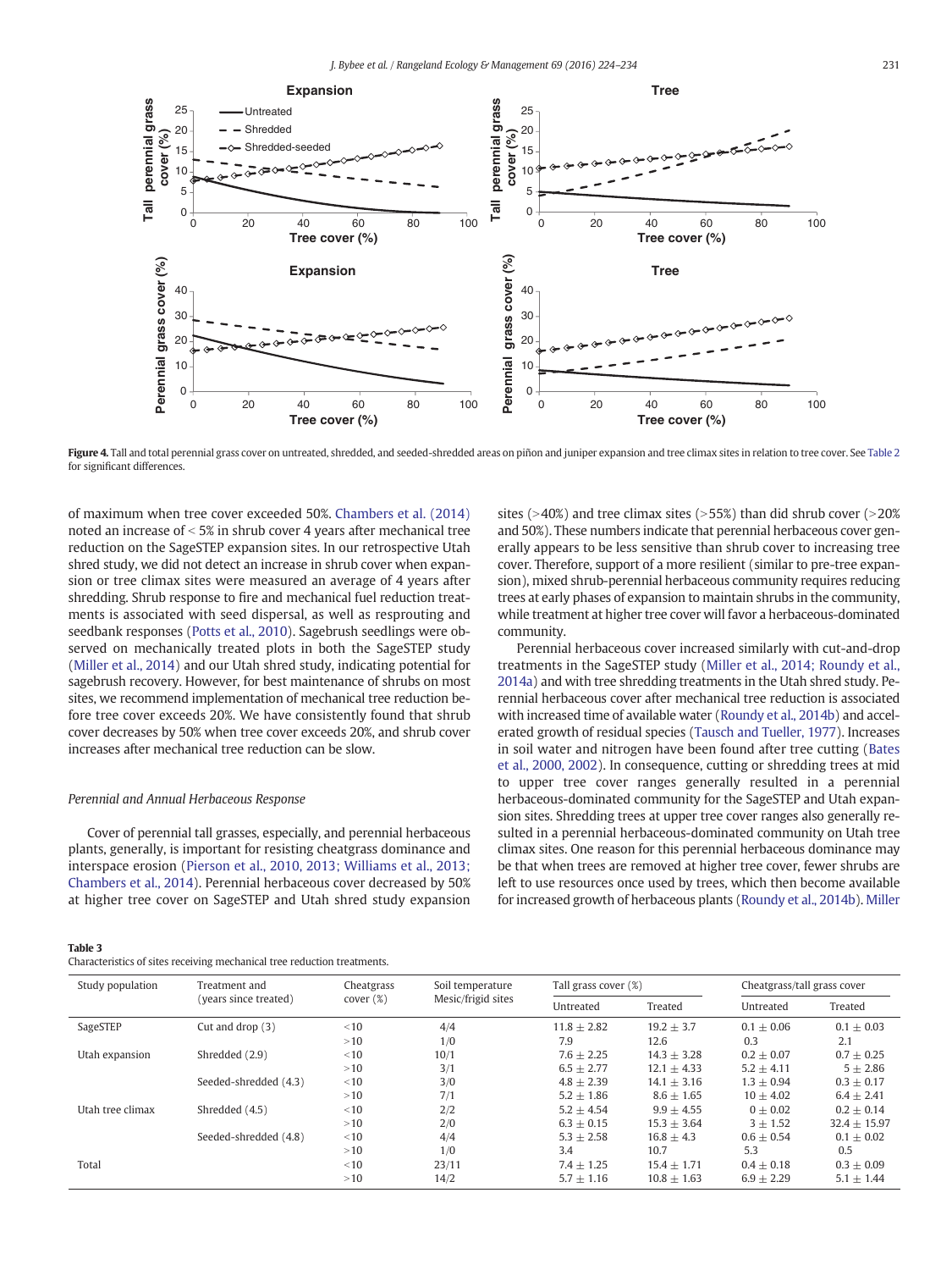**Figure 4.** Tall and total perennial grass cover on untreated, shredded, and seeded-shredded areas on piñon and juniper expansion and tree climax sites in relation to tree cover. See Table 2 for significant differences.

of maximum when tree cover exceeded 50%. Chambers et al. (2014) noted an increase of < 5% in shrub cover 4 years after mechanical tree reduction on the SageSTEP expansion sites. In our retrospective Utah shred study, we did not detect an increase in shrub cover when expansion or tree climax sites were measured an average of 4 years after shredding. Shrub response to fire and mechanical fuel reduction treatments is associated with seed dispersal, as well as resprouting and seedbank responses (Potts et al., 2010). Sagebrush seedlings were observed on mechanically treated plots in both the SageSTEP study (Miller et al., 2014) and our Utah shred study, indicating potential for sagebrush recovery. However, for best maintenance of shrubs on most sites, we recommend implementation of mechanical tree reduction before tree cover exceeds 20%. We have consistently found that shrub cover decreases by 50% when tree cover exceeds 20%, and shrub cover increases after mechanical tree reduction can be slow.

### Perennial and Annual Herbaceous Response

Cover of perennial tall grasses, especially, and perennial herbaceous plants, generally, is important for resisting cheatgrass dominance and interspace erosion (Pierson et al., 2010, 2013; Williams et al., 2013; Chambers et al., 2014). Perennial herbaceous cover decreased by 50% at higher tree cover on SageSTEP and Utah shred study expansion sites (>40%) and tree climax sites (>55%) than did shrub cover (>20% and 50%). These numbers indicate that perennial herbaceous cover generally appears to be less sensitive than shrub cover to increasing tree cover. Therefore, support of a more resilient (similar to pre-tree expansion), mixed shrub-perennial herbaceous community requires reducing trees at early phases of expansion to maintain shrubs in the community, while treatment at higher tree cover will favor a herbaceous-dominated community.

Perennial herbaceous cover increased similarly with cut-and-drop treatments in the SageSTEP study (Miller et al., 2014; Roundy et al., 2014a) and with tree shredding treatments in the Utah shred study. Perennial herbaceous cover after mechanical tree reduction is associated with increased time of available water (Roundy et al., 2014b) and accelerated growth of residual species (Tausch and Tueller, 1977). Increases in soil water and nitrogen have been found after tree cutting (Bates et al., 2000, 2002). In consequence, cutting or shredding trees at mid to upper tree cover ranges generally resulted in a perennial herbaceous-dominated community for the SageSTEP and Utah expansion sites. Shredding trees at upper tree cover ranges also generally resulted in a perennial herbaceous-dominated community on Utah tree climax sites. One reason for this perennial herbaceous dominance may be that when trees are removed at higher tree cover, fewer shrubs are left to use resources once used by trees, which then become available for increased growth of herbaceous plants (Roundy et al., 2014b). Miller

**Table 3**
Characteristics of sites receiving mechanical tree reduction treatments.

| Study population | Treatment and (years since treated) | Cheatgrass cover (%) | Soil temperature Mesic/frigid sites | Tall grass cover (%) | | Cheatgrass/tall grass cover | |
|---|---|---|---|---|---|---|---|
| | | | | Untreated | Treated | Untreated | Treated |
| SageSTEP | Cut and drop (3) | <10 | 4/4 | 11.8 ± 2.82 | 19.2 ± 3.7 | 0.1 ± 0.06 | 0.1 ± 0.03 |
| | | >10 | 1/0 | 7.9 | 12.6 | 0.3 | 2.1 |
| Utah expansion | Shredded (2.9) | <10 | 10/1 | 7.6 ± 2.25 | 14.3 ± 3.28 | 0.2 ± 0.07 | 0.7 ± 0.25 |
| | | >10 | 3/1 | 6.5 ± 2.77 | 12.1 ± 4.33 | 5.2 ± 4.11 | 5 ± 2.86 |
| | Seeded-shredded (4.3) | <10 | 3/0 | 4.8 ± 2.39 | 14.1 ± 3.16 | 1.3 ± 0.94 | 0.3 ± 0.17 |
| | | >10 | 7/1 | 5.2 ± 1.86 | 8.6 ± 1.65 | 10 ± 4.02 | 6.4 ± 2.41 |
| Utah tree climax | Shredded (4.5) | <10 | 2/2 | 5.2 ± 4.54 | 9.9 ± 4.55 | 0 ± 0.02 | 0.2 ± 0.14 |
| | | >10 | 2/0 | 6.3 ± 0.15 | 15.3 ± 3.64 | 3 ± 1.52 | 32.4 ± 15.97 |
| | Seeded-shredded (4.8) | <10 | 4/4 | 5.3 ± 2.58 | 16.8 ± 4.3 | 0.6 ± 0.54 | 0.1 ± 0.02 |
| | | >10 | 1/0 | 3.4 | 10.7 | 5.3 | 0.5 |
| Total | | <10 | 23/11 | 7.4 ± 1.25 | 15.4 ± 1.71 | 0.4 ± 0.18 | 0.3 ± 0.09 |
| | | >10 | 14/2 | 5.7 ± 1.16 | 10.8 ± 1.63 | 6.9 ± 2.29 | 5.1 ± 1.44 |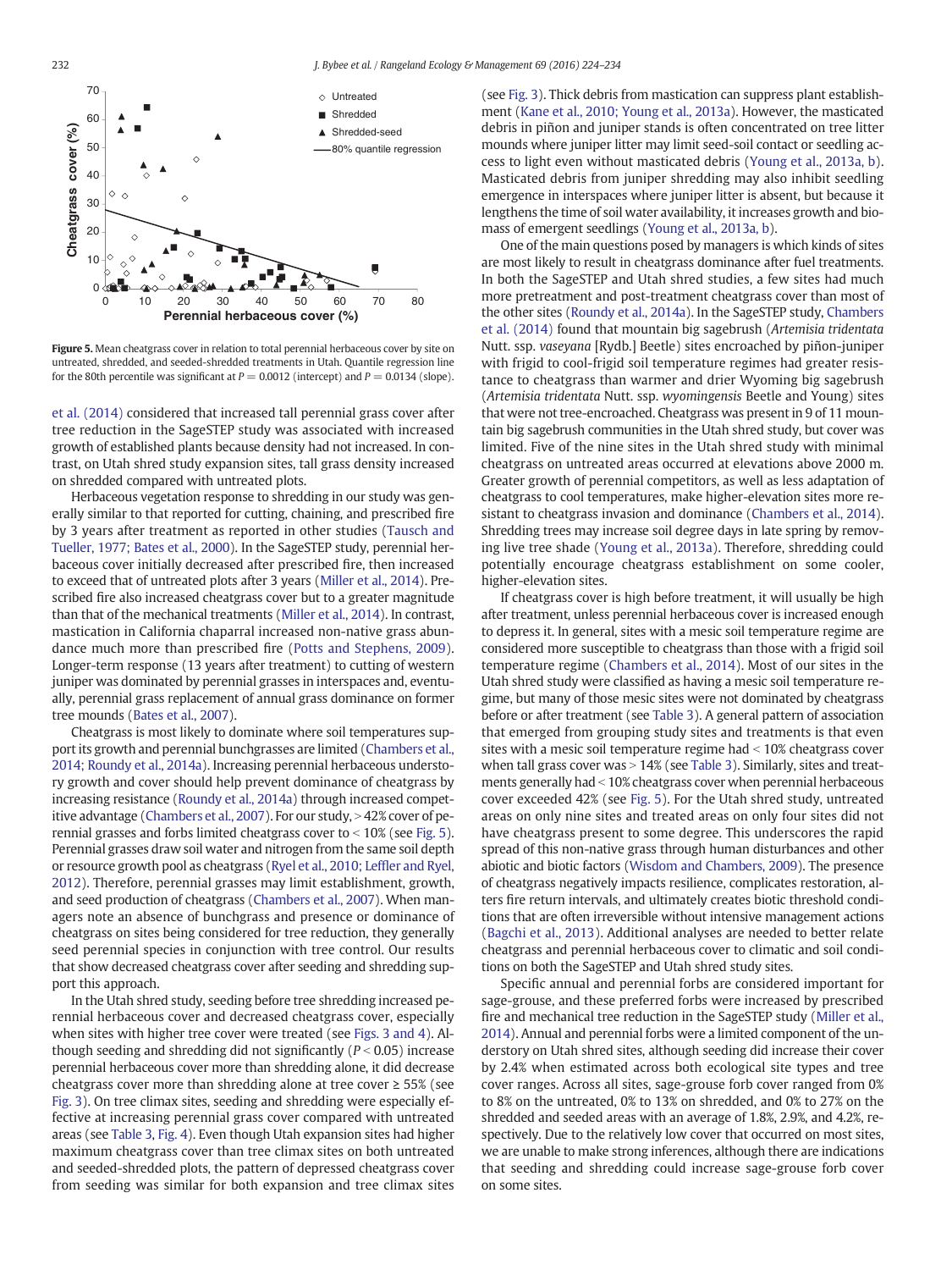Figure 5. Mean cheatgrass cover in relation to total perennial herbaceous cover by site on untreated, shredded, and seeded-shredded treatments in Utah. Quantile regression line for the 80th percentile was significant at $P = 0.0012$ (intercept) and $P = 0.0134$ (slope).

et al. (2014) considered that increased tall perennial grass cover after tree reduction in the SageSTEP study was associated with increased growth of established plants because density had not increased. In contrast, on Utah shred study expansion sites, tall grass density increased on shredded compared with untreated plots.

Herbaceous vegetation response to shredding in our study was generally similar to that reported for cutting, chaining, and prescribed fire by 3 years after treatment as reported in other studies (Tausch and Tueller, 1977; Bates et al., 2000). In the SageSTEP study, perennial herbaceous cover initially decreased after prescribed fire, then increased to exceed that of untreated plots after 3 years (Miller et al., 2014). Prescribed fire also increased cheatgrass cover but to a greater magnitude than that of the mechanical treatments (Miller et al., 2014). In contrast, mastication in California chaparral increased non-native grass abundance much more than prescribed fire (Potts and Stephens, 2009). Longer-term response (13 years after treatment) to cutting of western juniper was dominated by perennial grasses in interspaces and, eventually, perennial grass replacement of annual grass dominance on former tree mounds (Bates et al., 2007).

Cheatgrass is most likely to dominate where soil temperatures support its growth and perennial bunchgrasses are limited (Chambers et al., 2014; Roundy et al., 2014a). Increasing perennial herbaceous understory growth and cover should help prevent dominance of cheatgrass by increasing resistance (Roundy et al., 2014a) through increased competitive advantage (Chambers et al., 2007). For our study, > 42% cover of perennial grasses and forbs limited cheatgrass cover to < 10% (see Fig. 5). Perennial grasses draw soil water and nitrogen from the same soil depth or resource growth pool as cheatgrass (Ryel et al., 2010; Leffler and Ryel, 2012). Therefore, perennial grasses may limit establishment, growth, and seed production of cheatgrass (Chambers et al., 2007). When managers note an absence of bunchgrass and presence or dominance of cheatgrass on sites being considered for tree reduction, they generally seed perennial species in conjunction with tree control. Our results that show decreased cheatgrass cover after seeding and shredding support this approach.

In the Utah shred study, seeding before tree shredding increased perennial herbaceous cover and decreased cheatgrass cover, especially when sites with higher tree cover were treated (see Figs. 3 and 4). Although seeding and shredding did not significantly ($P < 0.05$) increase perennial herbaceous cover more than shredding alone, it did decrease cheatgrass cover more than shredding alone at tree cover ≥ 55% (see Fig. 3). On tree climax sites, seeding and shredding were especially effective at increasing perennial grass cover compared with untreated areas (see Table 3, Fig. 4). Even though Utah expansion sites had higher maximum cheatgrass cover than tree climax sites on both untreated and seeded-shredded plots, the pattern of depressed cheatgrass cover from seeding was similar for both expansion and tree climax sites (see Fig. 3). Thick debris from mastication can suppress plant establishment (Kane et al., 2010; Young et al., 2013a). However, the masticated debris in piñon and juniper stands is often concentrated on tree litter mounds where juniper litter may limit seed-soil contact or seedling access to light even without masticated debris (Young et al., 2013a, b). Masticated debris from juniper shredding may also inhibit seedling emergence in interspaces where juniper litter is absent, but because it lengthens the time of soil water availability, it increases growth and biomass of emergent seedlings (Young et al., 2013a, b).

One of the main questions posed by managers is which kinds of sites are most likely to result in cheatgrass dominance after fuel treatments. In both the SageSTEP and Utah shred studies, a few sites had much more pretreatment and post-treatment cheatgrass cover than most of the other sites (Roundy et al., 2014a). In the SageSTEP study, Chambers et al. (2014) found that mountain big sagebrush (*Artemisia tridentata* Nutt. ssp. *vaseyana* [Rydb.] Beetle) sites encroached by piñon-juniper with frigid to cool-frigid soil temperature regimes had greater resistance to cheatgrass than warmer and drier Wyoming big sagebrush (*Artemisia tridentata* Nutt. ssp. *wyomingensis* Beetle and Young) sites that were not tree-encroached. Cheatgrass was present in 9 of 11 mountain big sagebrush communities in the Utah shred study, but cover was limited. Five of the nine sites in the Utah shred study with minimal cheatgrass on untreated areas occurred at elevations above 2000 m. Greater growth of perennial competitors, as well as less adaptation of cheatgrass to cool temperatures, make higher-elevation sites more resistant to cheatgrass invasion and dominance (Chambers et al., 2014). Shredding trees may increase soil degree days in late spring by removing live tree shade (Young et al., 2013a). Therefore, shredding could potentially encourage cheatgrass establishment on some cooler, higher-elevation sites.

If cheatgrass cover is high before treatment, it will usually be high after treatment, unless perennial herbaceous cover is increased enough to depress it. In general, sites with a mesic soil temperature regime are considered more susceptible to cheatgrass than those with a frigid soil temperature regime (Chambers et al., 2014). Most of our sites in the Utah shred study were classified as having a mesic soil temperature regime, but many of those mesic sites were not dominated by cheatgrass before or after treatment (see Table 3). A general pattern of association that emerged from grouping study sites and treatments is that even sites with a mesic soil temperature regime had < 10% cheatgrass cover when tall grass cover was > 14% (see Table 3). Similarly, sites and treatments generally had < 10% cheatgrass cover when perennial herbaceous cover exceeded 42% (see Fig. 5). For the Utah shred study, untreated areas on only nine sites and treated areas on only four sites did not have cheatgrass present to some degree. This underscores the rapid spread of this non-native grass through human disturbances and other abiotic and biotic factors (Wisdom and Chambers, 2009). The presence of cheatgrass negatively impacts resilience, complicates restoration, alters fire return intervals, and ultimately creates biotic threshold conditions that are often irreversible without intensive management actions (Bagchi et al., 2013). Additional analyses are needed to better relate cheatgrass and perennial herbaceous cover to climatic and soil conditions on both the SageSTEP and Utah shred study sites.

Specific annual and perennial forbs are considered important for sage-grouse, and these preferred forbs were increased by prescribed fire and mechanical tree reduction in the SageSTEP study (Miller et al., 2014). Annual and perennial forbs were a limited component of the understory on Utah shred sites, although seeding did increase their cover by 2.4% when estimated across both ecological site types and tree cover ranges. Across all sites, sage-grouse forb cover ranged from 0% to 8% on the untreated, 0% to 13% on shredded, and 0% to 27% on the shredded and seeded areas with an average of 1.8%, 2.9%, and 4.2%, respectively. Due to the relatively low cover that occurred on most sites, we are unable to make strong inferences, although there are indications that seeding and shredding could increase sage-grouse forb cover on some sites.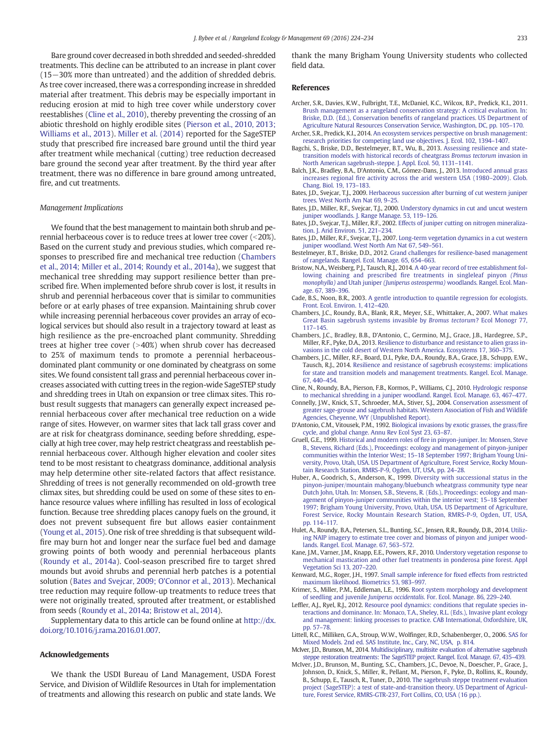Bare ground cover decreased in both shredded and seeded-shredded treatments. This decline can be attributed to an increase in plant cover (15−30% more than untreated) and the addition of shredded debris. As tree cover increased, there was a corresponding increase in shredded material after treatment. This debris may be especially important in reducing erosion at mid to high tree cover while understory cover reestablishes (Cline et al., 2010), thereby preventing the crossing of an abiotic threshold on highly erodible sites (Pierson et al., 2010, 2013; Williams et al., 2013). Miller et al. (2014) reported for the SageSTEP study that prescribed fire increased bare ground until the third year after treatment while mechanical (cutting) tree reduction decreased bare ground the second year after treatment. By the third year after treatment, there was no difference in bare ground among untreated, fire, and cut treatments.

### Management Implications

We found that the best management to maintain both shrub and perennial herbaceous cover is to reduce trees at lower tree cover (<20%). Based on the current study and previous studies, which compared responses to prescribed fire and mechanical tree reduction (Chambers et al., 2014; Miller et al., 2014; Roundy et al., 2014a), we suggest that mechanical tree shredding may support resilience better than prescribed fire. When implemented before shrub cover is lost, it results in shrub and perennial herbaceous cover that is similar to communities before or at early phases of tree expansion. Maintaining shrub cover while increasing perennial herbaceous cover provides an array of ecological services but should also result in a trajectory toward at least as high resilience as the pre-encroached plant community. Shredding trees at higher tree cover (>40%) when shrub cover has decreased to 25% of maximum tends to promote a perennial herbaceous-dominated plant community or one dominated by cheatgrass on some sites. We found consistent tall grass and perennial herbaceous cover increases associated with cutting trees in the region-wide SageSTEP study and shredding trees in Utah on expansion or tree climax sites. This robust result suggests that managers can generally expect increased perennial herbaceous cover after mechanical tree reduction on a wide range of sites. However, on warmer sites that lack tall grass cover and are at risk for cheatgrass dominance, seeding before shredding, especially at high tree cover, may help restrict cheatgrass and reestablish perennial herbaceous cover. Although higher elevation and cooler sites tend to be most resistant to cheatgrass dominance, additional analysis may help determine other site-related factors that affect resistance. Shredding of trees is not generally recommended on old-growth tree climax sites, but shredding could be used on some of these sites to enhance resource values where infilling has resulted in loss of ecological function. Because tree shredding places canopy fuels on the ground, it does not prevent subsequent fire but allows easier containment (Young et al., 2015). One risk of tree shredding is that subsequent wildfire may burn hot and longer near the surface fuel bed and damage growing points of both woody and perennial herbaceous plants (Roundy et al., 2014a). Cool-season prescribed fire to target shred mounds but avoid shrubs and perennial herb patches is a potential solution (Bates and Svejcar, 2009; O'Connor et al., 2013). Mechanical tree reduction may require follow-up treatments to reduce trees that were not originally treated, sprouted after treatment, or established from seeds (Roundy et al., 2014a; Bristow et al., 2014).

Supplementary data to this article can be found online at http://dx.doi.org/10.1016/j.rama.2016.01.007.

## Acknowledgements

We thank the USDI Bureau of Land Management, USDA Forest Service, and Division of Wildlife Resources in Utah for implementation of treatments and allowing this research on public and state lands. We thank the many Brigham Young University students who collected field data.

## References

Archer, S.R., Davies, K.W., Fulbright, T.E., McDaniel, K.C., Wilcox, B.P., Predick, K.I., 2011. Brush management as a rangeland conservation strategy: A critical evaluation. In: Briske, D.D. (Ed.), Conservation benefits of rangeland practices. US Department of Agriculture Natural Resources Conservation Service, Washington, DC, pp. 105–170.

Archer, S.R., Predick, K.I., 2014. An ecosystem services perspective on brush management: research priorities for competing land use objectives. J. Ecol. 102, 1394–1407.

Bagchi, S., Briske, D.D., Bestelmeyer, B.T., Wu, B., 2013. Assessing resilience and state-transition models with historical records of cheatgrass *Bromus tectorum* invasion in North American sagebrush-steppe. J. Appl. Ecol. 50, 1131–1141.

Balch, J.K., Bradley, B.A., D'Antonio, C.M., Gómez-Dans, J., 2013. Introduced annual grass increases regional fire activity across the arid western USA (1980–2009). Glob. Chang. Biol. 19, 173–183.

Bates, J.D., Svejcar, T.J., 2009. Herbaceous succession after burning of cut western juniper trees. West North Am Nat 69, 9–25.

Bates, J.D., Miller, R.F., Svejcar, T.J., 2000. Understory dynamics in cut and uncut western juniper woodlands. J. Range Manage. 53, 119–126.

Bates, J.D., Svejcar, T.J., Miller, R.F., 2002. Effects of juniper cutting on nitrogen mineralization. J. Arid Environ. 51, 221–234.

Bates, J.D., Miller, R.F., Svejcar, T.J., 2007. Long-term vegetation dynamics in a cut western juniper woodland. West North Am Nat 67, 549–561.

Bestelmeyer, B.T., Briske, D.D., 2012. Grand challenges for resilience-based management of rangelands. Rangel. Ecol. Manage. 65, 654–663.

Bristow, N.A., Weisberg, P.J., Tausch, R.J., 2014. A 40-year record of tree establishment following chaining and prescribed fire treatments in singleleaf pinyon *(Pinus monophylla)* and Utah juniper *(Juniperus osteosperma)* woodlands. Rangel. Ecol. Manage. 67, 389–396.

Cade, B.S., Noon, B.R., 2003. A gentle introduction to quantile regression for ecologists. Front. Ecol. Environ. 1, 412–420.

Chambers, J.C., Roundy, B.A., Blank, R.R., Meyer, S.E., Whittaker, A., 2007. What makes Great Basin sagebrush systems invasible by *Bromus tectorum*? Ecol Monogr 77, 117–145.

Chambers, J.C., Bradley, B.B., D'Antonio, C., Germino, M.J., Grace, J.B., Hardegree, S.P., Miller, R.F., Pyke, D.A., 2013. Resilience to disturbance and resistance to alien grass invasions in the cold desert of Western North America. Ecosystems 17, 360–375.

Chambers, J.C., Miller, R.F., Board, D.I., Pyke, D.A., Roundy, B.A., Grace, J.B., Schupp, E.W., Tausch, R.J., 2014. Resilience and resistance of sagebrush ecosystems: implications for state and transition models and management treatments. Rangel. Ecol. Manage. 67, 440–454.

Cline, N., Roundy, B.A., Pierson, F.B., Kormos, P., Williams, C.J., 2010. Hydrologic response to mechanical shredding in a juniper woodland. Rangel. Ecol. Manage. 63, 467–477.

Connelly, J.W., Knick, S.T., Schroeder, M.A., Stiver, S.J., 2004. Conservation assessment of greater sage-grouse and sagebrush habitats. Western Association of Fish and Wildlife Agencies, Cheyenne, WY (Unpublished Report).

D'Antonio, C.M., Vitousek, P.M., 1992. Biological invasions by exotic grasses, the grass/fire cycle, and global change. Annu Rev Ecol Syst 23, 63–87.

Gruell, G.E., 1999. Historical and modern roles of fire in pinyon-juniper. In: Monsen, Steve B., Stevens, Richard (Eds.), Proceedings: ecology and management of pinyon-juniper communities within the Interior West; 15–18 September 1997; Brigham Young University, Provo, Utah, USA. US Department of Agriculture, Forest Service, Rocky Mountain Research Station, RMRS-P-9, Ogden, UT, USA, pp. 24–28.

Huber, A., Goodrich, S., Anderson, K., 1999. Diversity with successional status in the pinyon-juniper/mountain mahogany/bluebunch wheatgrass community type near Dutch John, Utah. In: Monsen, S.B., Stevens, R. (Eds.), Proceedings: ecology and management of pinyon-juniper communities within the interior west; 15–18 September 1997; Brigham Young University, Provo, Utah, USA. US Department of Agriculture, Forest Service, Rocky Mountain Research Station, RMRS-P-9, Ogden, UT, USA, pp. 114–117.

Hulet, A., Roundy, B.A., Petersen, S.L., Bunting, S.C., Jensen, R.R., Roundy, D.B., 2014. Utilizing NAIP imagery to estimate tree cover and biomass of pinyon and juniper woodlands. Rangel. Ecol. Manage. 67, 563–572.

Kane, J.M., Varner, J.M., Knapp, E.E., Powers, R.F., 2010. Understory vegetation response to mechanical mastication and other fuel treatments in ponderosa pine forest. Appl Vegetation Sci 13, 207–220.

Kenward, M.G., Roger, J.H., 1997. Small sample inference for fixed effects from restricted maximum likelihood. Biometrics 53, 983–997.

Krimer, S., Miller, P.M., Eddleman, L.E., 1996. Root system morphology and development of seedling and juvenile *Juniperus occidentalis*. For. Ecol. Manage. 86, 229–240.

Leffler, A.J., Ryel, R.J., 2012. Resource pool dynamics: conditions that regulate species interactions and dominance. In: Monaco, T.A., Sheley, R.L. (Eds.), Invasive plant ecology and management: linking processes to practice. CAB International, Oxfordshire, UK, pp. 57–78.

Littell, R.C., Milliken, G.A., Stroup, W.W., Wolfinger, R.D., Schabenberger, O., 2006. SAS for Mixed Models. 2nd ed. SAS Institute, Inc., Cary, NC, USA, p. 814.

McIver, J.D., Brunson, M., 2014. Multidisciplinary, multisite evaluation of alternative sagebrush steppe restoration treatments: The SageSTEP project. Rangel. Ecol. Manage. 67, 435–439.

McIver, J.D., Brunson, M., Bunting, S.C., Chambers, J.C., Devoe, N., Doescher, P., Grace, J., Johnson, D., Knick, S., Miller, R., Pellant, M., Pierson, F., Pyke, D., Rollins, K., Roundy, B., Schupp, E., Tausch, R., Tuner, D., 2010. The sagebrush steppe treatment evaluation project (SageSTEP): a test of state-and-transition theory. US Department of Agriculture, Forest Service, RMRS-GTR-237, Fort Collins, CO, USA (16 pp.).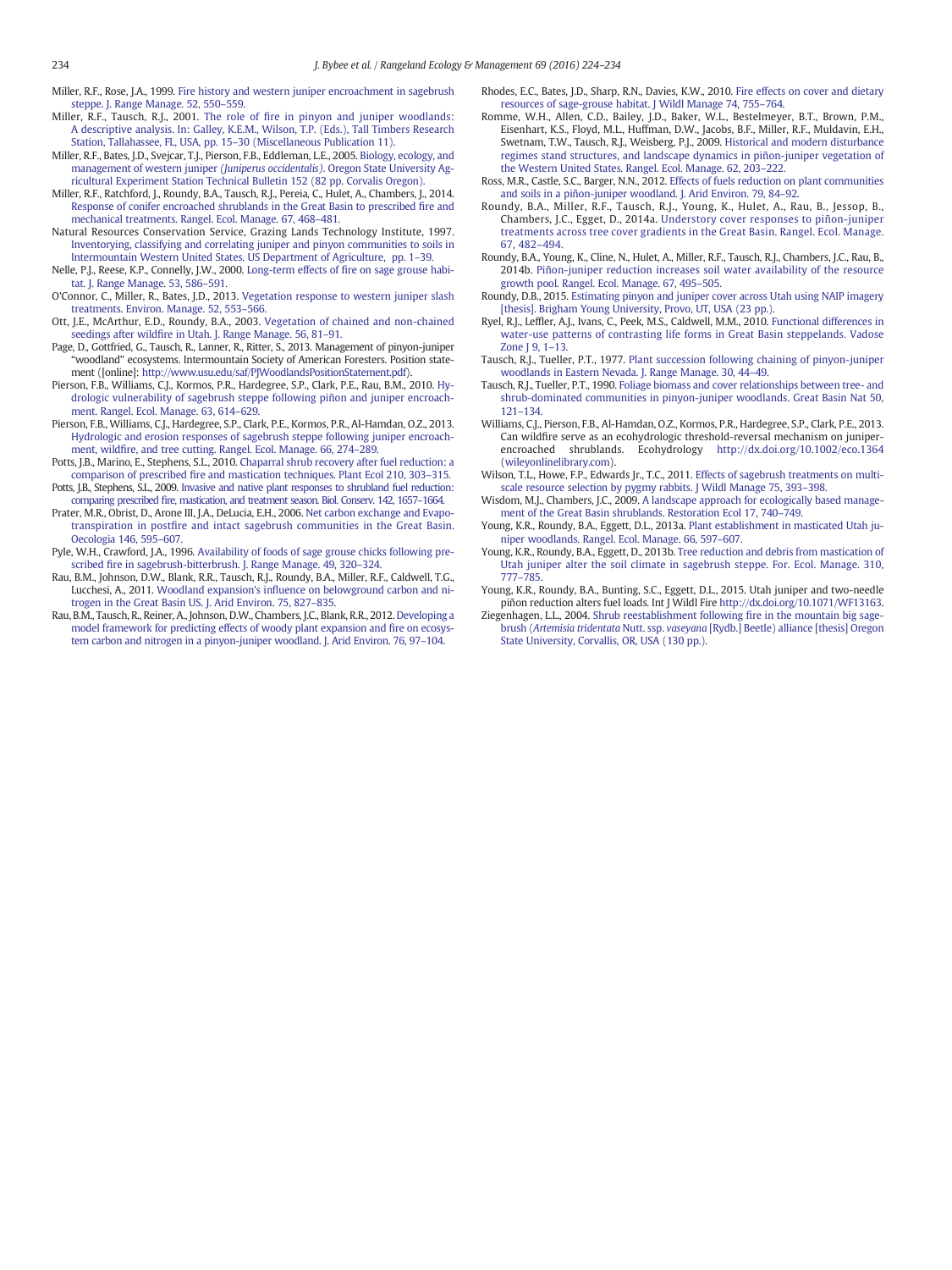Miller, R.F., Rose, J.A., 1999. Fire history and western juniper encroachment in sagebrush steppe. J. Range Manage. 52, 550–559.

Miller, R.F., Tausch, R.J., 2001. The role of fire in pinyon and juniper woodlands: A descriptive analysis. In: Galley, K.E.M., Wilson, T.P. (Eds.), Tall Timbers Research Station, Tallahassee, FL, USA, pp. 15–30 (Miscellaneous Publication 11).

Miller, R.F., Bates, J.D., Svejcar, T.J., Pierson, F.B., Eddleman, L.E., 2005. Biology, ecology, and management of western juniper (*Juniperus occidentalis*). Oregon State University Agricultural Experiment Station Technical Bulletin 152 (82 pp. Corvalis Oregon).

Miller, R.F., Ratchford, J., Roundy, B.A., Tausch, R.J., Pereia, C., Hulet, A., Chambers, J., 2014. Response of conifer encroached shrublands in the Great Basin to prescribed fire and mechanical treatments. Rangel. Ecol. Manage. 67, 468–481.

Natural Resources Conservation Service, Grazing Lands Technology Institute, 1997. Inventorying, classifying and correlating juniper and pinyon communities to soils in Intermountain Western United States. US Department of Agriculture, pp. 1–39.

Nelle, P.J., Reese, K.P., Connelly, J.W., 2000. Long-term effects of fire on sage grouse habitat. J. Range Manage. 53, 586–591.

O'Connor, C., Miller, R., Bates, J.D., 2013. Vegetation response to western juniper slash treatments. Environ. Manage. 52, 553–566.

Ott, J.E., McArthur, E.D., Roundy, B.A., 2003. Vegetation of chained and non-chained seedings after wildfire in Utah. J. Range Manage. 56, 81–91.

Page, D., Gottfried, G., Tausch, R., Lanner, R., Ritter, S., 2013. Management of pinyon-juniper "woodland" ecosystems. Intermountain Society of American Foresters. Position statement ([online]: http://www.usu.edu/saf/PJWoodlandsPositionStatement.pdf).

Pierson, F.B., Williams, C.J., Kormos, P.R., Hardegree, S.P., Clark, P.E., Rau, B.M., 2010. Hydrologic vulnerability of sagebrush steppe following piñon and juniper encroachment. Rangel. Ecol. Manage. 63, 614–629.

Pierson, F.B., Williams, C.J., Hardegree, S.P., Clark, P.E., Kormos, P.R., Al-Hamdan, O.Z., 2013. Hydrologic and erosion responses of sagebrush steppe following juniper encroachment, wildfire, and tree cutting. Rangel. Ecol. Manage. 66, 274–289.

Potts, J.B., Marino, E., Stephens, S.L., 2010. Chaparral shrub recovery after fuel reduction: a comparison of prescribed fire and mastication techniques. Plant Ecol 210, 303–315.

Potts, J.B., Stephens, S.L., 2009. Invasive and native plant responses to shrubland fuel reduction: comparing prescribed fire, mastication, and treatment season. Biol. Conserv. 142, 1657–1664.

Prater, M.R., Obrist, D., Arone III, J.A., DeLucia, E.H., 2006. Net carbon exchange and Evapotranspiration in postfire and intact sagebrush communities in the Great Basin. Oecologia 146, 595–607.

Pyle, W.H., Crawford, J.A., 1996. Availability of foods of sage grouse chicks following prescribed fire in sagebrush-bitterbrush. J. Range Manage. 49, 320–324.

Rau, B.M., Johnson, D.W., Blank, R.R., Tausch, R.J., Roundy, B.A., Miller, R.F., Caldwell, T.G., Lucchesi, A., 2011. Woodland expansion's influence on belowground carbon and nitrogen in the Great Basin US. J. Arid Environ. 75, 827–835.

Rau, B.M., Tausch, R.J., Reiner, A., Johnson, D.W., Chambers, J.C., Blank, R.R., 2012. Developing a model framework for predicting effects of woody plant expansion and fire on ecosystem carbon and nitrogen in a pinyon-juniper woodland. J. Arid Environ. 76, 97–104.

Rhodes, E.C., Bates, J.D., Sharp, R.N., Davies, K.W., 2010. Fire effects on cover and dietary resources of sage-grouse habitat. J Wildl Manage 74, 755–764.

Romme, W.H., Allen, C.D., Bailey, J.D., Baker, W.L., Bestelmeyer, B.T., Brown, P.M., Eisenhart, K.S., Floyd, M.L., Huffman, D.W., Jacobs, B.F., Miller, R.F., Muldavin, E.H., Swetnam, T.W., Tausch, R.J., Weisberg, P.J., 2009. Historical and modern disturbance regimes stand structures, and landscape dynamics in piñon-juniper vegetation of the Western United States. Rangel. Ecol. Manage. 62, 203–222.

Ross, M.R., Castle, S.C., Barger, N.N., 2012. Effects of fuels reduction on plant communities and soils in a piñon-juniper woodland. J. Arid Environ. 79, 84–92.

Roundy, B.A., Miller, R.F., Tausch, R.J., Young, K., Hulet, A., Rau, B., Jessop, B., Chambers, J.C., Egget, D., 2014a. Understory cover responses to piñon-juniper treatments across tree cover gradients in the Great Basin. Rangel. Ecol. Manage. 67, 482–494.

Roundy, B.A., Young, K., Cline, N., Hulet, A., Miller, R.F., Tausch, R.J., Chambers, J.C., Rau, B., 2014b. Piñon-juniper reduction increases soil water availability of the resource growth pool. Rangel. Ecol. Manage. 67, 495–505.

Roundy, D.B., 2015. Estimating pinyon and juniper cover across Utah using NAIP imagery [thesis]. Brigham Young University, Provo, UT, USA (23 pp.).

Ryel, R.J., Leffler, A.J., Ivans, C., Peek, M.S., Caldwell, M.M., 2010. Functional differences in water-use patterns of contrasting life forms in Great Basin steppelands. Vadose Zone J 9, 1–13.

Tausch, R.J., Tueller, P.T., 1977. Plant succession following chaining of pinyon-juniper woodlands in Eastern Nevada. J. Range Manage. 30, 44–49.

Tausch, R.J., Tueller, P.T., 1990. Foliage biomass and cover relationships between tree- and shrub-dominated communities in pinyon-juniper woodlands. Great Basin Nat 50, 121–134.

Williams, C.J., Pierson, F.B., Al-Hamdan, O.Z., Kormos, P.R., Hardegree, S.P., Clark, P.E., 2013. Can wildfire serve as an ecohydrologic threshold-reversal mechanism on juniper-encroached shrublands. Ecohydrology http://dx.doi.org/10.1002/eco.1364 (wileyonlinelibrary.com).

Wilson, T.L., Howe, F.P., Edwards Jr., T.C., 2011. Effects of sagebrush treatments on multi-scale resource selection by pygmy rabbits. J Wildl Manage 75, 393–398.

Wisdom, M.J., Chambers, J.C., 2009. A landscape approach for ecologically based management of the Great Basin shrublands. Restoration Ecol 17, 740–749.

Young, K.R., Roundy, B.A., Eggett, D.L., 2013a. Plant establishment in masticated Utah juniper woodlands. Rangel. Ecol. Manage. 66, 597–607.

Young, K.R., Roundy, B.A., Eggett, D., 2013b. Tree reduction and debris from mastication of Utah juniper alter the soil climate in sagebrush steppe. For. Ecol. Manage. 310, 777–785.

Young, K.R., Roundy, B.A., Bunting, S.C., Eggett, D.L., 2015. Utah juniper and two-needle piñon reduction alters fuel loads. Int J Wildl Fire http://dx.doi.org/10.1071/WF13163.

Ziegenhagen, L.L., 2004. Shrub reestablishment following fire in the mountain big sagebrush (*Artemisia tridentata* Nutt. ssp. *vaseyana* [Rydb.] Beetle) alliance [thesis] Oregon State University, Corvallis, OR, USA (130 pp.).